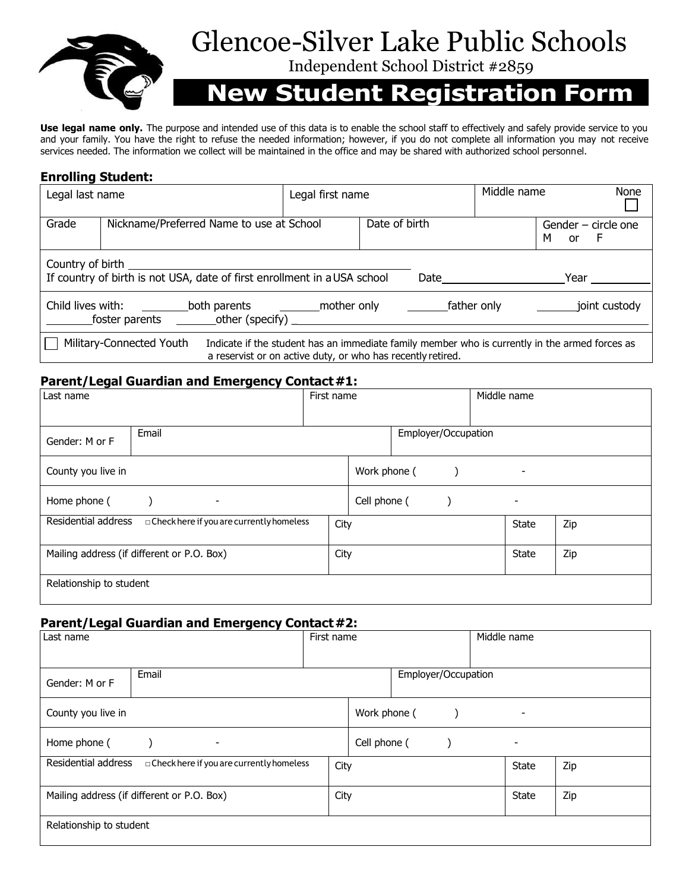# Glencoe-Silver Lake Public Schools

Independent School District #2859

## New Student Registration Form

**Use legal name only.** The purpose and intended use of this data is to enable the school staff to effectively and safely provide service to you and your family. You have the right to refuse the needed information; however, if you do not complete all information you may not receive services needed. The information we collect will be maintained in the office and may be shared with authorized school personnel.

### Enrolling Student:

| Legal last name | | Legal first name | | Middle name | None ☐ |
|---|---|---|---|---|---|
| Grade | Nickname/Preferred Name to use at School | | Date of birth | | Gender – circle one M or F |

Country of birth ______________________________

If country of birth is not USA, date of first enrollment in a USA school Date__________________ Year _________

Child lives with: ________both parents ________mother only ________father only ________joint custody ________foster parents ________other (specify) ____________________

☐ Military-Connected Youth — Indicate if the student has an immediate family member who is currently in the armed forces as a reservist or on active duty, or who has recently retired.

### Parent/Legal Guardian and Emergency Contact #1:

| Last name | | First name | | Middle name |
|---|---|---|---|---|
| Gender: M or F | Email | | Employer/Occupation | |
| County you live in | | Work phone (     )     - | | |
| Home phone (     )     - | | Cell phone (     )     - | | |
| Residential address □ Check here if you are currently homeless | | City | State | Zip |
| Mailing address (if different or P.O. Box) | | City | State | Zip |
| Relationship to student | | | | |

### Parent/Legal Guardian and Emergency Contact #2:

| Last name | | First name | | Middle name |
|---|---|---|---|---|
| Gender: M or F | Email | | Employer/Occupation | |
| County you live in | | Work phone (     )     - | | |
| Home phone (     )     - | | Cell phone (     )     - | | |
| Residential address □ Check here if you are currently homeless | | City | State | Zip |
| Mailing address (if different or P.O. Box) | | City | State | Zip |
| Relationship to student | | | | |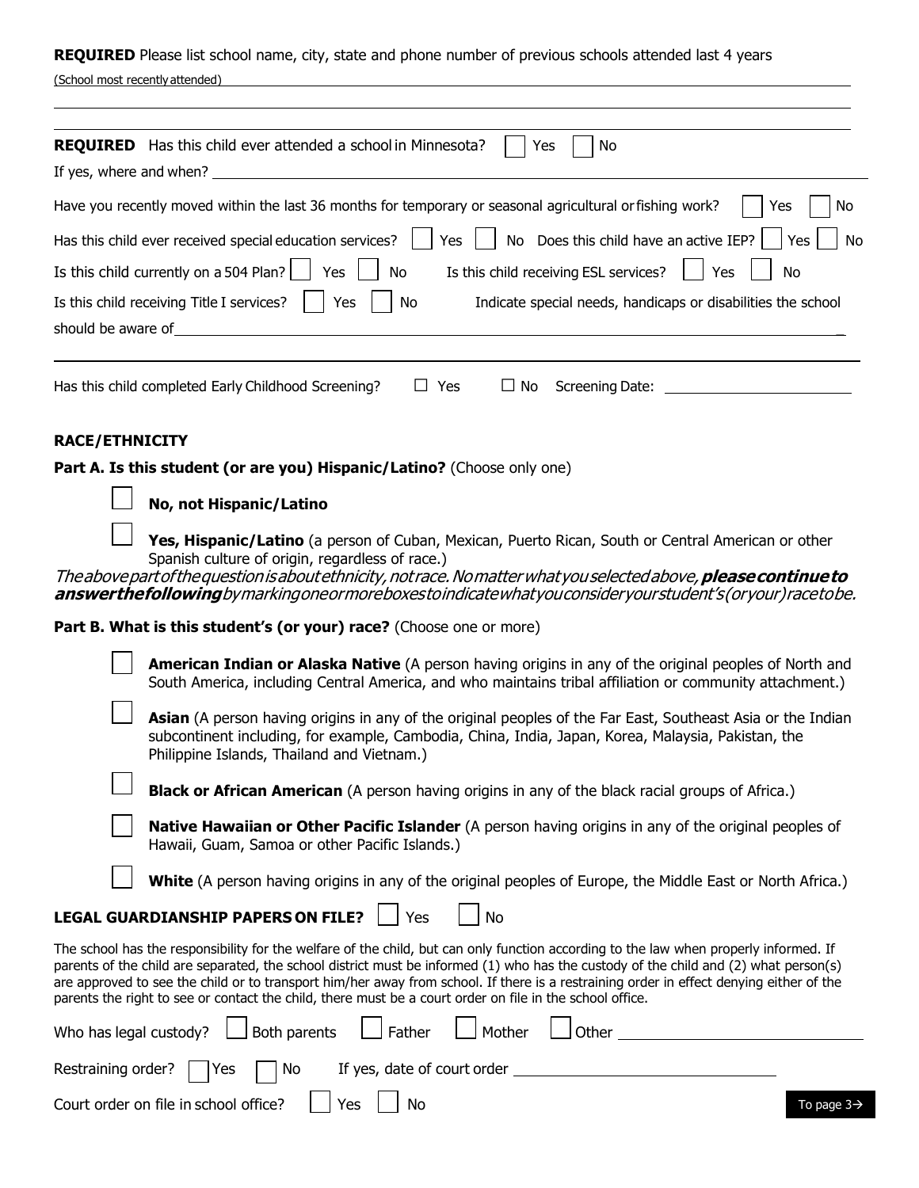**REQUIRED** Please list school name, city, state and phone number of previous schools attended last 4 years

(School most recently attended) ______________________________________________

______________________________________________

______________________________________________

**REQUIRED** Has this child ever attended a school in Minnesota? ☐ Yes ☐ No

If yes, where and when? ______________________________________________

Have you recently moved within the last 36 months for temporary or seasonal agricultural or fishing work? ☐ Yes ☐ No

Has this child ever received special education services? ☐ Yes ☐ No Does this child have an active IEP? ☐ Yes ☐ No

Is this child currently on a 504 Plan? ☐ Yes ☐ No Is this child receiving ESL services? ☐ Yes ☐ No

Is this child receiving Title I services? ☐ Yes ☐ No Indicate special needs, handicaps or disabilities the school should be aware of ______________________________________________

Has this child completed Early Childhood Screening? ☐ Yes ☐ No Screening Date: ______________

## RACE/ETHNICITY

**Part A. Is this student (or are you) Hispanic/Latino?** (Choose only one)

☐ **No, not Hispanic/Latino**

☐ **Yes, Hispanic/Latino** (a person of Cuban, Mexican, Puerto Rican, South or Central American or other Spanish culture of origin, regardless of race.)

*The above part of the question is about ethnicity, not race. No matter what you selected above, **please continue to answer the following** by marking one or more boxes to indicate what you consider your student's (or your) race to be.*

**Part B. What is this student's (or your) race?** (Choose one or more)

☐ **American Indian or Alaska Native** (A person having origins in any of the original peoples of North and South America, including Central America, and who maintains tribal affiliation or community attachment.)

☐ **Asian** (A person having origins in any of the original peoples of the Far East, Southeast Asia or the Indian subcontinent including, for example, Cambodia, China, India, Japan, Korea, Malaysia, Pakistan, the Philippine Islands, Thailand and Vietnam.)

☐ **Black or African American** (A person having origins in any of the black racial groups of Africa.)

☐ **Native Hawaiian or Other Pacific Islander** (A person having origins in any of the original peoples of Hawaii, Guam, Samoa or other Pacific Islands.)

☐ **White** (A person having origins in any of the original peoples of Europe, the Middle East or North Africa.)

**LEGAL GUARDIANSHIP PAPERS ON FILE?** ☐ Yes ☐ No

The school has the responsibility for the welfare of the child, but can only function according to the law when properly informed. If parents of the child are separated, the school district must be informed (1) who has the custody of the child and (2) what person(s) are approved to see the child or to transport him/her away from school. If there is a restraining order in effect denying either of the parents the right to see or contact the child, there must be a court order on file in the school office.

Who has legal custody? ☐ Both parents ☐ Father ☐ Mother ☐ Other ______________

Restraining order? ☐ Yes ☐ No If yes, date of court order ______________

Court order on file in school office? ☐ Yes ☐ No

To page 3→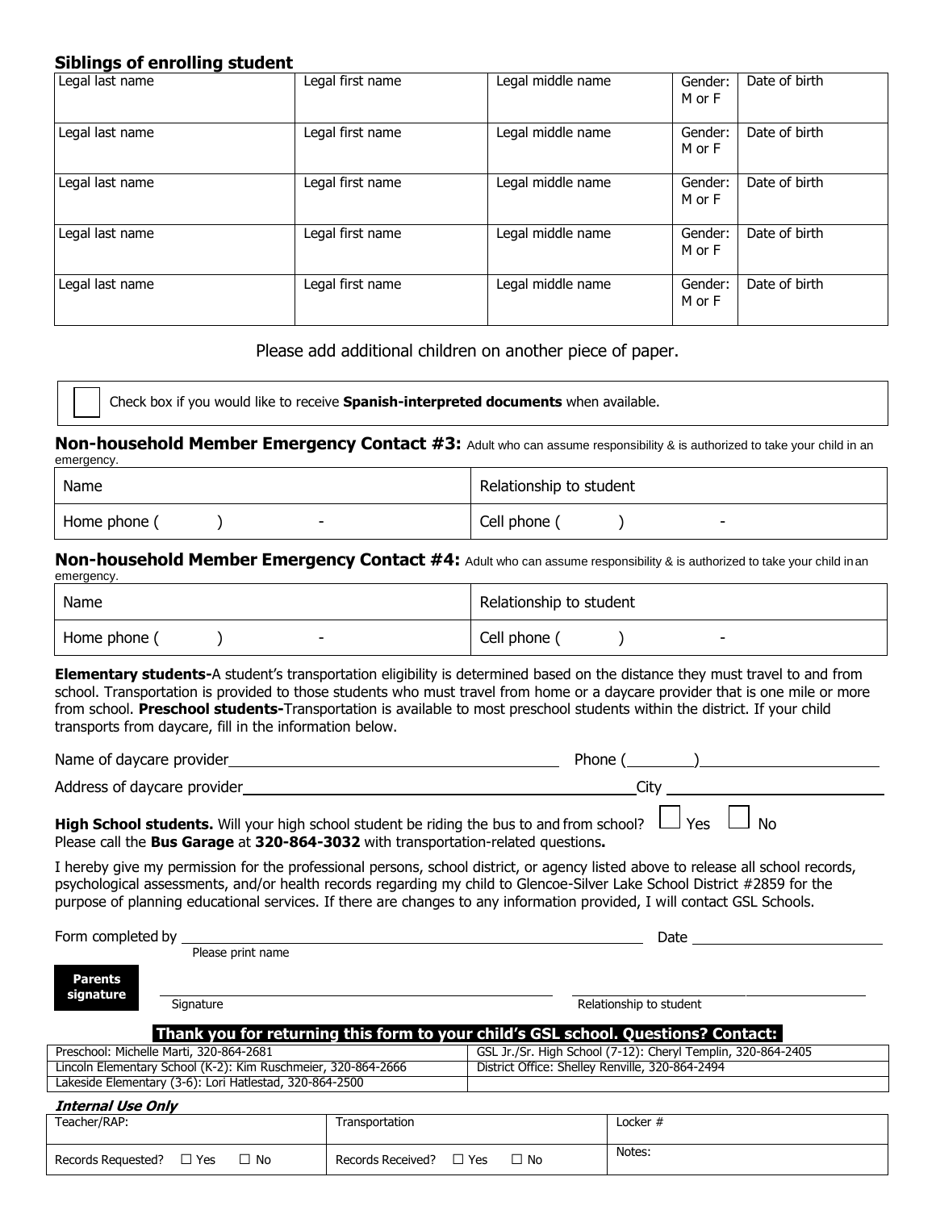**Siblings of enrolling student**

| Legal last name | Legal first name | Legal middle name | Gender: M or F | Date of birth |
|---|---|---|---|---|
| Legal last name | Legal first name | Legal middle name | Gender: M or F | Date of birth |
| Legal last name | Legal first name | Legal middle name | Gender: M or F | Date of birth |
| Legal last name | Legal first name | Legal middle name | Gender: M or F | Date of birth |
| Legal last name | Legal first name | Legal middle name | Gender: M or F | Date of birth |

Please add additional children on another piece of paper.

☐ Check box if you would like to receive **Spanish-interpreted documents** when available.

**Non-household Member Emergency Contact #3:** Adult who can assume responsibility & is authorized to take your child in an emergency.

| Name | Relationship to student |
|---|---|
| Home phone (     )     - | Cell phone (     )     - |

**Non-household Member Emergency Contact #4:** Adult who can assume responsibility & is authorized to take your child in an emergency.

| Name | Relationship to student |
|---|---|
| Home phone (     )     - | Cell phone (     )     - |

**Elementary students-**A student's transportation eligibility is determined based on the distance they must travel to and from school. Transportation is provided to those students who must travel from home or a daycare provider that is one mile or more from school. **Preschool students-**Transportation is available to most preschool students within the district. If your child transports from daycare, fill in the information below.

Name of daycare provider ______________________ Phone (______)______________

Address of daycare provider ______________________ City ______________

**High School students.** Will your high school student be riding the bus to and from school? ☐ Yes ☐ No
Please call the **Bus Garage** at **320-864-3032** with transportation-related questions**.**

I hereby give my permission for the professional persons, school district, or agency listed above to release all school records, psychological assessments, and/or health records regarding my child to Glencoe-Silver Lake School District #2859 for the purpose of planning educational services. If there are changes to any information provided, I will contact GSL Schools.

Form completed by ______________________ Date ______________
Please print name

**Parents signature** ______________________ ______________________
Signature Relationship to student

**Thank you for returning this form to your child's GSL school. Questions? Contact:**

| | |
|---|---|
| Preschool: Michelle Marti, 320-864-2681 | GSL Jr./Sr. High School (7-12): Cheryl Templin, 320-864-2405 |
| Lincoln Elementary School (K-2): Kim Ruschmeier, 320-864-2666 | District Office: Shelley Renville, 320-864-2494 |
| Lakeside Elementary (3-6): Lori Hatlestad, 320-864-2500 | |

***Internal Use Only***

| Teacher/RAP: | Transportation | Locker # |
|---|---|---|
| Records Requested? ☐ Yes ☐ No | Records Received? ☐ Yes ☐ No | Notes: |